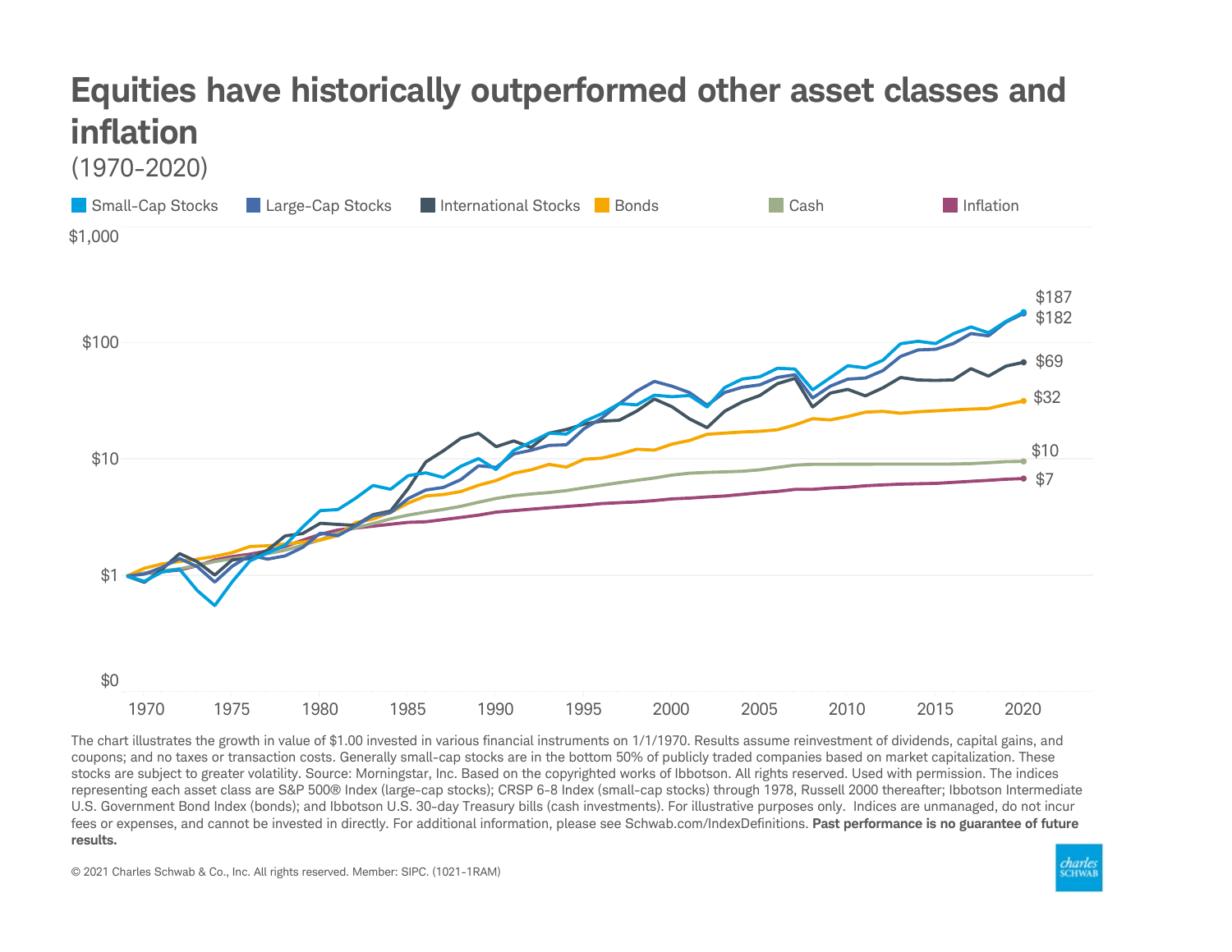# Equities have historically outperformed other asset classes and inflation

(1970-2020)

Small-Cap Stocks | Large-Cap Stocks | International Stocks | Bonds | Cash | Inflation

$1,000

$100

$10

$1

$0

1970 1975 1980 1985 1990 1995 2000 2005 2010 2015 2020

$187
$182
$69
$32
$10
$7

The chart illustrates the growth in value of $1.00 invested in various financial instruments on 1/1/1970. Results assume reinvestment of dividends, capital gains, and coupons; and no taxes or transaction costs. Generally small-cap stocks are in the bottom 50% of publicly traded companies based on market capitalization. These stocks are subject to greater volatility. Source: Morningstar, Inc. Based on the copyrighted works of Ibbotson. All rights reserved. Used with permission. The indices representing each asset class are S&P 500® Index (large-cap stocks); CRSP 6-8 Index (small-cap stocks) through 1978, Russell 2000 thereafter; Ibbotson Intermediate U.S. Government Bond Index (bonds); and Ibbotson U.S. 30-day Treasury bills (cash investments). For illustrative purposes only. Indices are unmanaged, do not incur fees or expenses, and cannot be invested in directly. For additional information, please see Schwab.com/IndexDefinitions. **Past performance is no guarantee of future results.**

© 2021 Charles Schwab & Co., Inc. All rights reserved. Member: SIPC. (1021-1RAM)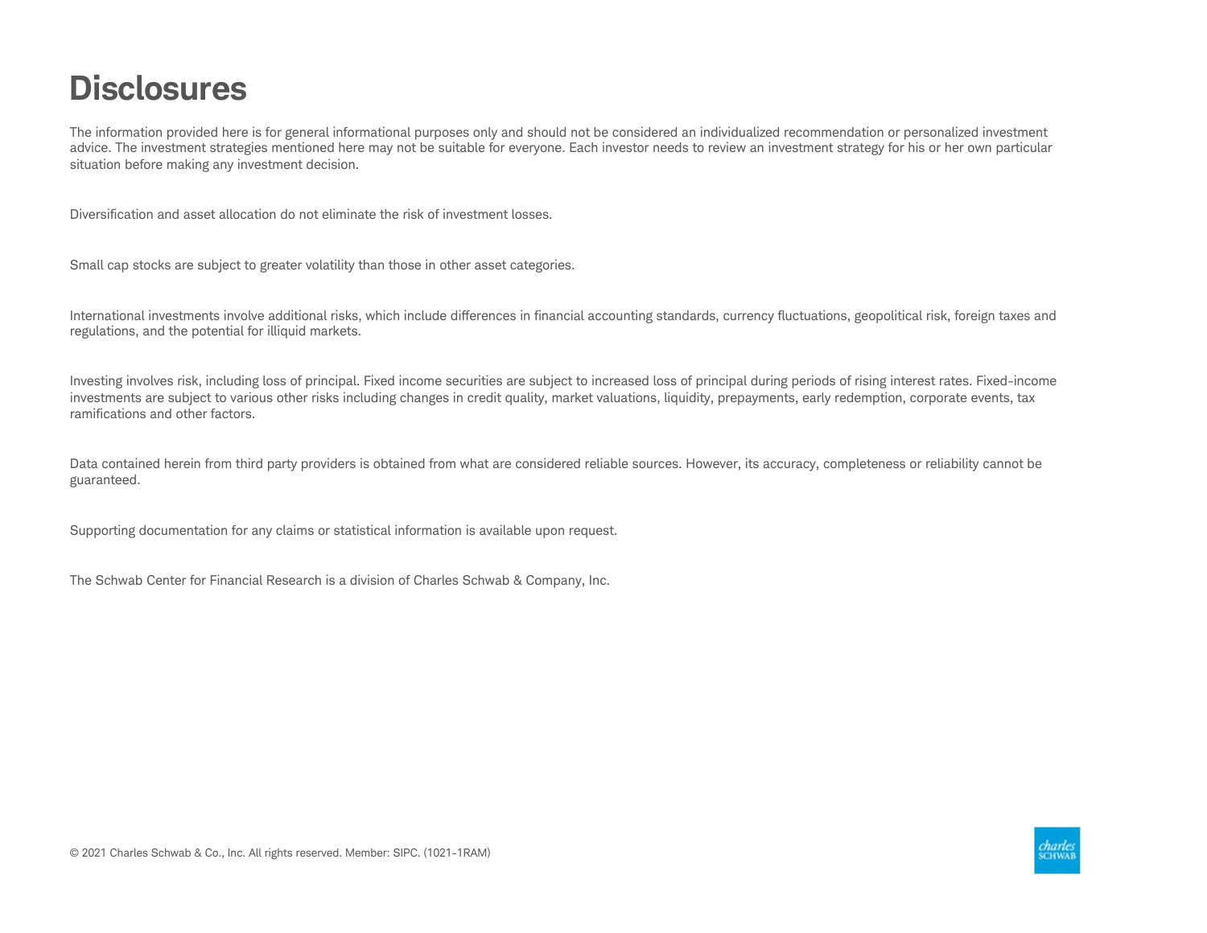# Disclosures

The information provided here is for general informational purposes only and should not be considered an individualized recommendation or personalized investment advice. The investment strategies mentioned here may not be suitable for everyone. Each investor needs to review an investment strategy for his or her own particular situation before making any investment decision.

Diversification and asset allocation do not eliminate the risk of investment losses.

Small cap stocks are subject to greater volatility than those in other asset categories.

International investments involve additional risks, which include differences in financial accounting standards, currency fluctuations, geopolitical risk, foreign taxes and regulations, and the potential for illiquid markets.

Investing involves risk, including loss of principal. Fixed income securities are subject to increased loss of principal during periods of rising interest rates. Fixed-income investments are subject to various other risks including changes in credit quality, market valuations, liquidity, prepayments, early redemption, corporate events, tax ramifications and other factors.

Data contained herein from third party providers is obtained from what are considered reliable sources. However, its accuracy, completeness or reliability cannot be guaranteed.

Supporting documentation for any claims or statistical information is available upon request.

The Schwab Center for Financial Research is a division of Charles Schwab & Company, Inc.

© 2021 Charles Schwab & Co., Inc. All rights reserved. Member: SIPC. (1021-1RAM)